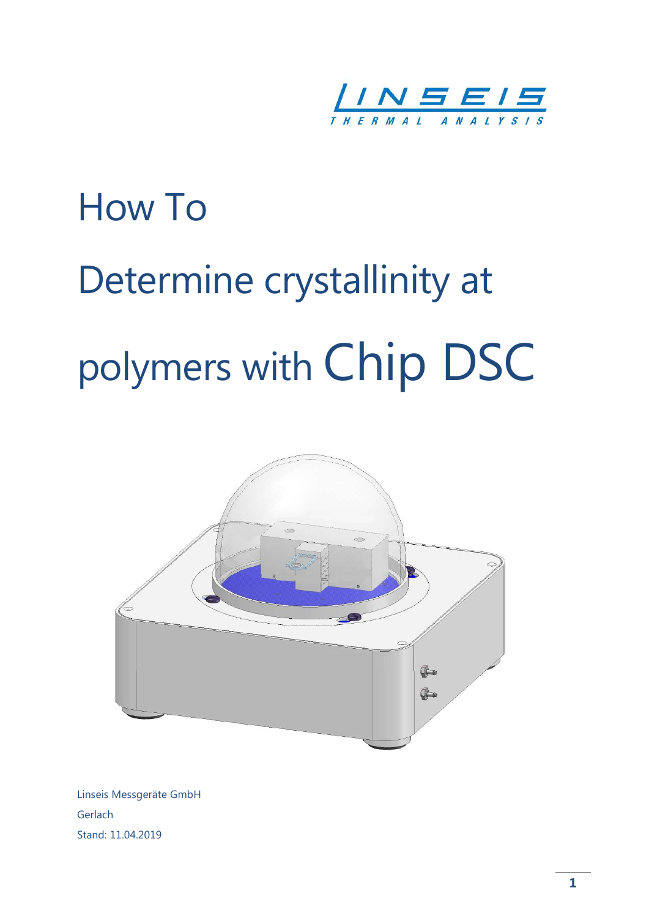# How To

# Determine crystallinity at polymers with Chip DSC

Linseis Messgeräte GmbH

Gerlach

Stand: 11.04.2019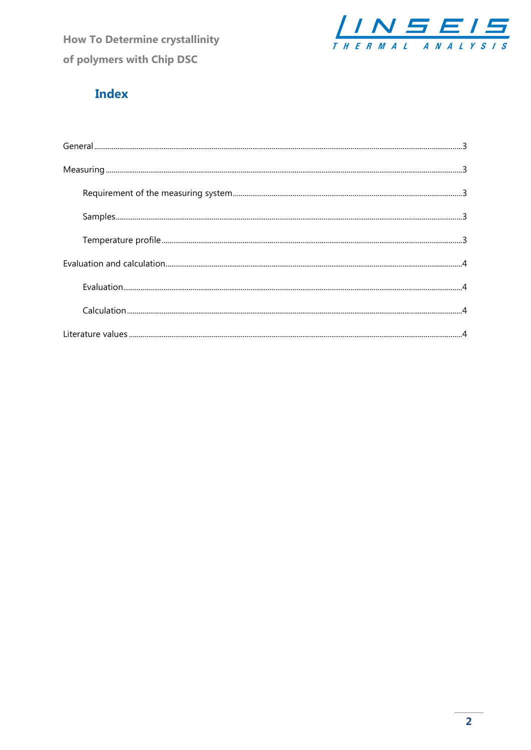# Index

General ........................................................................................................................................................ 3

Measuring ..................................................................................................................................................... 3

- Requirement of the measuring system ................................................................................................... 3
- Samples .................................................................................................................................................. 3
- Temperature profile ................................................................................................................................ 3

Evaluation and calculation ........................................................................................................................... 4

- Evaluation ............................................................................................................................................... 4
- Calculation .............................................................................................................................................. 4

Literature values ........................................................................................................................................... 4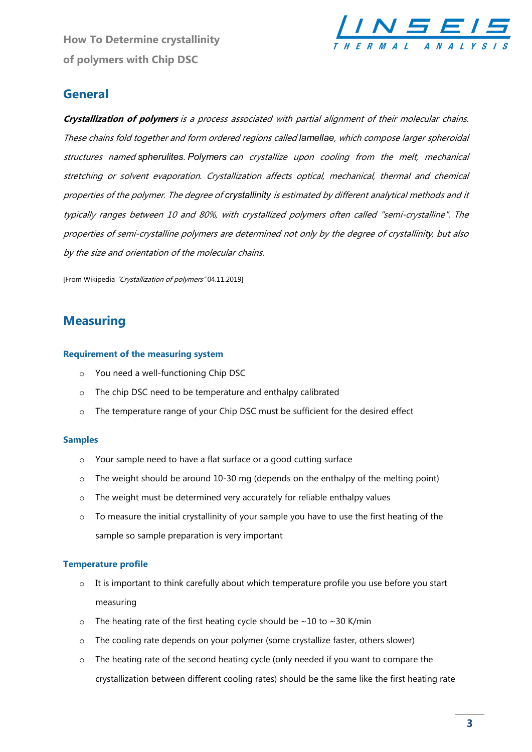## General

***Crystallization of polymers*** *is a process associated with partial alignment of their molecular chains. These chains fold together and form ordered regions called lamellae, which compose larger spheroidal structures named spherulites. Polymers can crystallize upon cooling from the melt, mechanical stretching or solvent evaporation. Crystallization affects optical, mechanical, thermal and chemical properties of the polymer. The degree of crystallinity is estimated by different analytical methods and it typically ranges between 10 and 80%, with crystallized polymers often called "semi-crystalline". The properties of semi-crystalline polymers are determined not only by the degree of crystallinity, but also by the size and orientation of the molecular chains.*

[From Wikipedia *"Crystallization of polymers"* 04.11.2019]

## Measuring

### Requirement of the measuring system

- You need a well-functioning Chip DSC
- The chip DSC need to be temperature and enthalpy calibrated
- The temperature range of your Chip DSC must be sufficient for the desired effect

### Samples

- Your sample need to have a flat surface or a good cutting surface
- The weight should be around 10-30 mg (depends on the enthalpy of the melting point)
- The weight must be determined very accurately for reliable enthalpy values
- To measure the initial crystallinity of your sample you have to use the first heating of the sample so sample preparation is very important

### Temperature profile

- It is important to think carefully about which temperature profile you use before you start measuring
- The heating rate of the first heating cycle should be ~10 to ~30 K/min
- The cooling rate depends on your polymer (some crystallize faster, others slower)
- The heating rate of the second heating cycle (only needed if you want to compare the crystallization between different cooling rates) should be the same like the first heating rate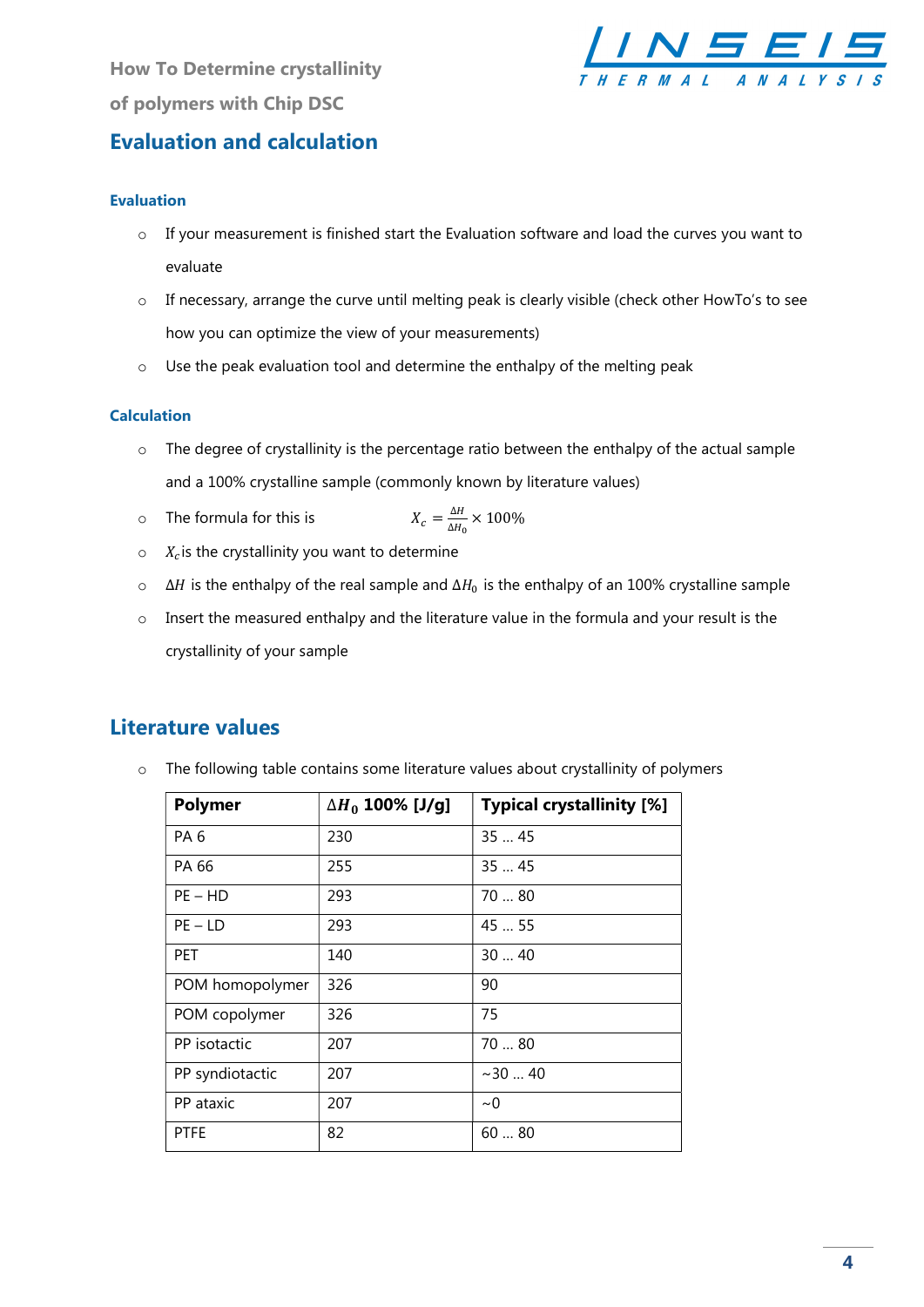## Evaluation and calculation

### Evaluation

- If your measurement is finished start the Evaluation software and load the curves you want to evaluate
- If necessary, arrange the curve until melting peak is clearly visible (check other HowTo's to see how you can optimize the view of your measurements)
- Use the peak evaluation tool and determine the enthalpy of the melting peak

### Calculation

- The degree of crystallinity is the percentage ratio between the enthalpy of the actual sample and a 100% crystalline sample (commonly known by literature values)
- The formula for this is $X_c = \frac{\Delta H}{\Delta H_0} \times 100\%$
- $X_c$ is the crystallinity you want to determine
- $\Delta H$ is the enthalpy of the real sample and $\Delta H_0$ is the enthalpy of an 100% crystalline sample
- Insert the measured enthalpy and the literature value in the formula and your result is the crystallinity of your sample

## Literature values

- The following table contains some literature values about crystallinity of polymers

| Polymer | $\Delta H_0$ 100% [J/g] | Typical crystallinity [%] |
|---|---|---|
| PA 6 | 230 | 35 … 45 |
| PA 66 | 255 | 35 … 45 |
| PE – HD | 293 | 70 … 80 |
| PE – LD | 293 | 45 … 55 |
| PET | 140 | 30 … 40 |
| POM homopolymer | 326 | 90 |
| POM copolymer | 326 | 75 |
| PP isotactic | 207 | 70 … 80 |
| PP syndiotactic | 207 | ~30 … 40 |
| PP ataxic | 207 | ~0 |
| PTFE | 82 | 60 … 80 |